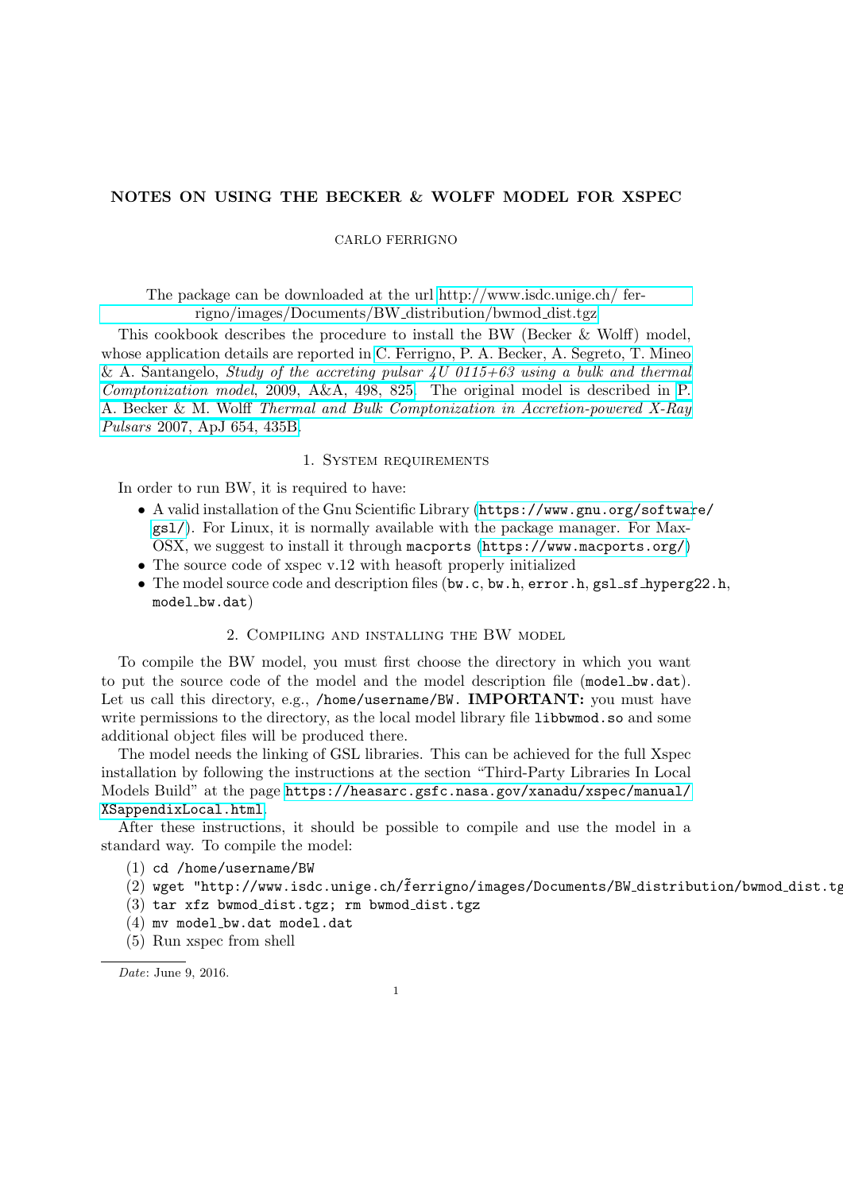# NOTES ON USING THE BECKER & WOLFF MODEL FOR XSPEC

CARLO FERRIGNO

The package can be downloaded at the url http://www.isdc.unige.ch/ ferrigno/images/Documents/BW_distribution/bwmod_dist.tgz

This cookbook describes the procedure to install the BW (Becker & Wolff) model, whose application details are reported in C. Ferrigno, P. A. Becker, A. Segreto, T. Mineo & A. Santangelo, *Study of the accreting pulsar 4U 0115+63 using a bulk and thermal Comptonization model*, 2009, A&A, 498, 825. The original model is described in P. A. Becker & M. Wolff *Thermal and Bulk Comptonization in Accretion-powered X-Ray Pulsars* 2007, ApJ 654, 435B.

## 1. System requirements

In order to run BW, it is required to have:

- A valid installation of the Gnu Scientific Library (`https://www.gnu.org/software/gsl/`). For Linux, it is normally available with the package manager. For Max-OSX, we suggest to install it through `macports` (`https://www.macports.org/`)
- The source code of xspec v.12 with heasoft properly initialized
- The model source code and description files (`bw.c`, `bw.h`, `error.h`, `gsl_sf_hyperg22.h`, `model_bw.dat`)

## 2. Compiling and installing the BW model

To compile the BW model, you must first choose the directory in which you want to put the source code of the model and the model description file (`model_bw.dat`). Let us call this directory, e.g., `/home/username/BW`. **IMPORTANT:** you must have write permissions to the directory, as the local model library file `libbwmod.so` and some additional object files will be produced there.

The model needs the linking of GSL libraries. This can be achieved for the full Xspec installation by following the instructions at the section "Third-Party Libraries In Local Models Build" at the page `https://heasarc.gsfc.nasa.gov/xanadu/xspec/manual/XSappendixLocal.html`.

After these instructions, it should be possible to compile and use the model in a standard way. To compile the model:

(1) `cd /home/username/BW`
(2) `wget "http://www.isdc.unige.ch/~ferrigno/images/Documents/BW_distribution/bwmod_dist.tg`
(3) `tar xfz bwmod_dist.tgz; rm bwmod_dist.tgz`
(4) `mv model_bw.dat model.dat`
(5) Run xspec from shell

*Date*: June 9, 2016.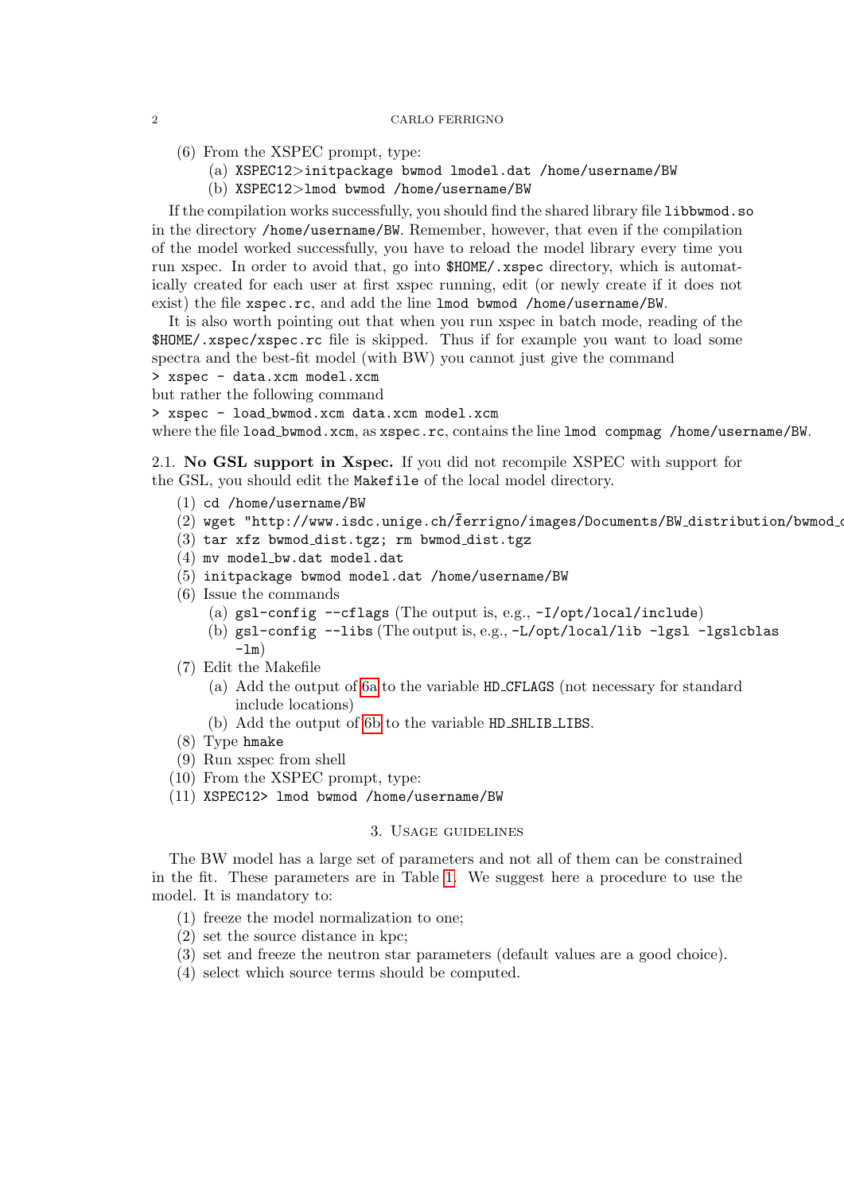(6) From the XSPEC prompt, type:
   (a) `XSPEC12>initpackage bwmod lmodel.dat /home/username/BW`
   (b) `XSPEC12>lmod bwmod /home/username/BW`

If the compilation works successfully, you should find the shared library file `libbwmod.so` in the directory `/home/username/BW`. Remember, however, that even if the compilation of the model worked successfully, you have to reload the model library every time you run xspec. In order to avoid that, go into `$HOME/.xspec` directory, which is automatically created for each user at first xspec running, edit (or newly create if it does not exist) the file `xspec.rc`, and add the line `lmod bwmod /home/username/BW`.

It is also worth pointing out that when you run xspec in batch mode, reading of the `$HOME/.xspec/xspec.rc` file is skipped. Thus if for example you want to load some spectra and the best-fit model (with BW) you cannot just give the command

```
> xspec - data.xcm model.xcm
```

but rather the following command

```
> xspec - load_bwmod.xcm data.xcm model.xcm
```

where the file `load_bwmod.xcm`, as `xspec.rc`, contains the line `lmod compmag /home/username/BW`.

2.1. **No GSL support in Xspec.** If you did not recompile XSPEC with support for the GSL, you should edit the `Makefile` of the local model directory.

(1) `cd /home/username/BW`
(2) `wget "http://www.isdc.unige.ch/~ferrigno/images/Documents/BW_distribution/bwmod_d`
(3) `tar xfz bwmod_dist.tgz; rm bwmod_dist.tgz`
(4) `mv model_bw.dat model.dat`
(5) `initpackage bwmod model.dat /home/username/BW`
(6) Issue the commands
   (a) `gsl-config --cflags` (The output is, e.g., `-I/opt/local/include`)
   (b) `gsl-config --libs` (The output is, e.g., `-L/opt/local/lib -lgsl -lgslcblas -lm`)
(7) Edit the Makefile
   (a) Add the output of 6a to the variable `HD_CFLAGS` (not necessary for standard include locations)
   (b) Add the output of 6b to the variable `HD_SHLIB_LIBS`.
(8) Type `hmake`
(9) Run xspec from shell
(10) From the XSPEC prompt, type:
(11) `XSPEC12> lmod bwmod /home/username/BW`

## 3. Usage guidelines

The BW model has a large set of parameters and not all of them can be constrained in the fit. These parameters are in Table 1. We suggest here a procedure to use the model. It is mandatory to:

(1) freeze the model normalization to one;
(2) set the source distance in kpc;
(3) set and freeze the neutron star parameters (default values are a good choice).
(4) select which source terms should be computed.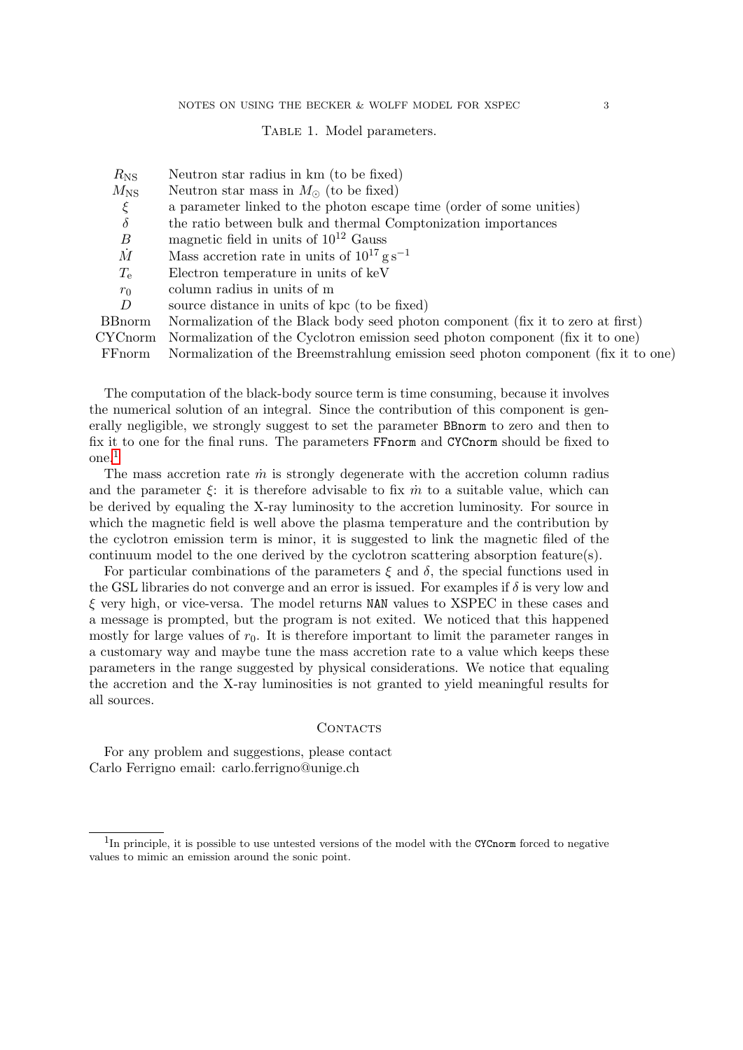Table 1. Model parameters.

| | |
|---|---|
| $R_{\rm NS}$ | Neutron star radius in km (to be fixed) |
| $M_{\rm NS}$ | Neutron star mass in $M_\odot$ (to be fixed) |
| $\xi$ | a parameter linked to the photon escape time (order of some unities) |
| $\delta$ | the ratio between bulk and thermal Comptonization importances |
| $B$ | magnetic field in units of $10^{12}$ Gauss |
| $\dot{M}$ | Mass accretion rate in units of $10^{17}\,{\rm g\,s^{-1}}$ |
| $T_{\rm e}$ | Electron temperature in units of keV |
| $r_0$ | column radius in units of m |
| $D$ | source distance in units of kpc (to be fixed) |
| BBnorm | Normalization of the Black body seed photon component (fix it to zero at first) |
| CYCnorm | Normalization of the Cyclotron emission seed photon component (fix it to one) |
| FFnorm | Normalization of the Breemstrahlung emission seed photon component (fix it to one) |

The computation of the black-body source term is time consuming, because it involves the numerical solution of an integral. Since the contribution of this component is generally negligible, we strongly suggest to set the parameter `BBnorm` to zero and then to fix it to one for the final runs. The parameters `FFnorm` and `CYCnorm` should be fixed to one.[1]

The mass accretion rate $\dot{m}$ is strongly degenerate with the accretion column radius and the parameter $\xi$: it is therefore advisable to fix $\dot{m}$ to a suitable value, which can be derived by equaling the X-ray luminosity to the accretion luminosity. For source in which the magnetic field is well above the plasma temperature and the contribution by the cyclotron emission term is minor, it is suggested to link the magnetic filed of the continuum model to the one derived by the cyclotron scattering absorption feature(s).

For particular combinations of the parameters $\xi$ and $\delta$, the special functions used in the GSL libraries do not converge and an error is issued. For examples if $\delta$ is very low and $\xi$ very high, or vice-versa. The model returns `NAN` values to XSPEC in these cases and a message is prompted, but the program is not exited. We noticed that this happened mostly for large values of $r_0$. It is therefore important to limit the parameter ranges in a customary way and maybe tune the mass accretion rate to a value which keeps these parameters in the range suggested by physical considerations. We notice that equaling the accretion and the X-ray luminosities is not granted to yield meaningful results for all sources.

## Contacts

For any problem and suggestions, please contact
Carlo Ferrigno email: carlo.ferrigno@unige.ch

[1] In principle, it is possible to use untested versions of the model with the `CYCnorm` forced to negative values to mimic an emission around the sonic point.